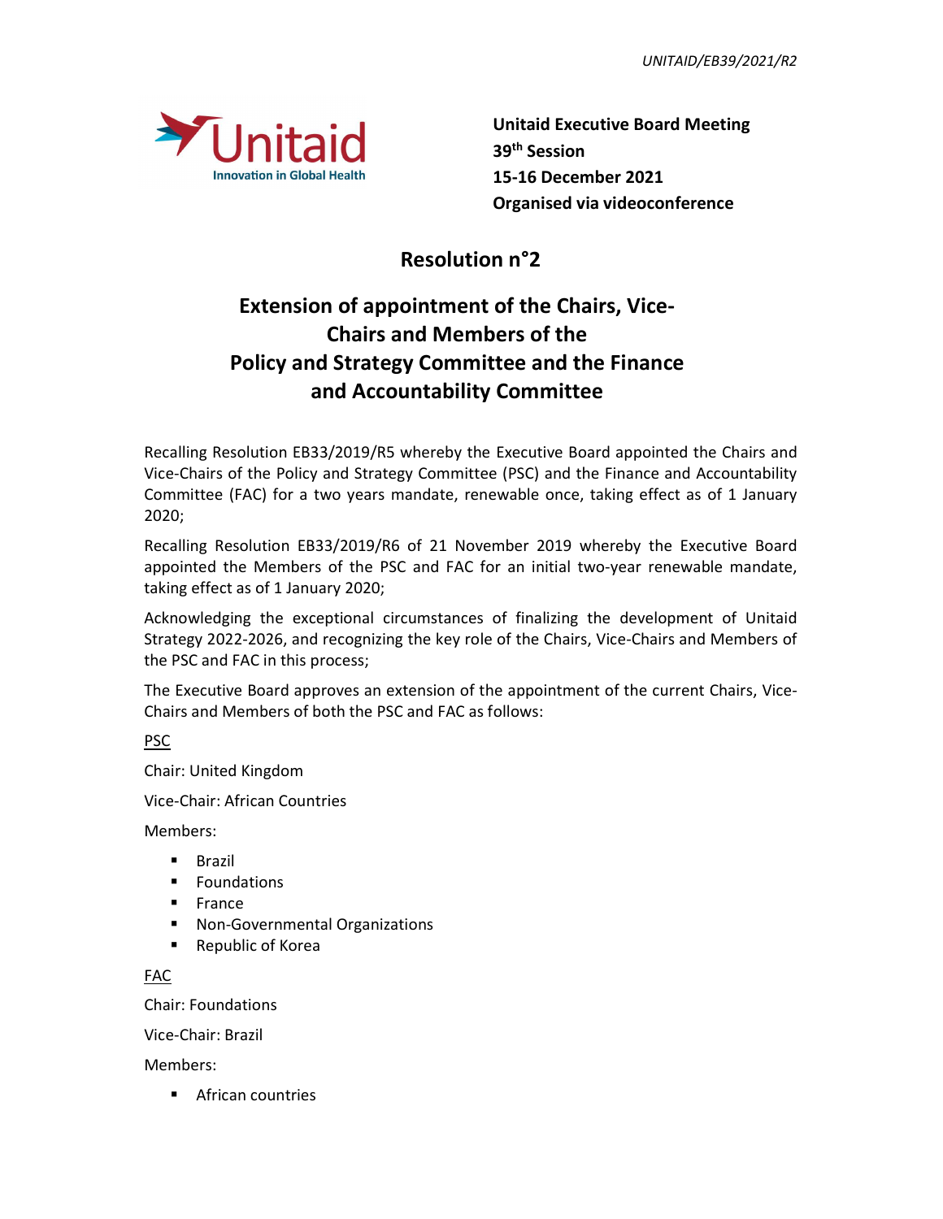**Unitaid Executive Board Meeting**
**39th Session**
**15-16 December 2021**
**Organised via videoconference**

# Resolution n°2

## Extension of appointment of the Chairs, Vice-Chairs and Members of the Policy and Strategy Committee and the Finance and Accountability Committee

Recalling Resolution EB33/2019/R5 whereby the Executive Board appointed the Chairs and Vice-Chairs of the Policy and Strategy Committee (PSC) and the Finance and Accountability Committee (FAC) for a two years mandate, renewable once, taking effect as of 1 January 2020;

Recalling Resolution EB33/2019/R6 of 21 November 2019 whereby the Executive Board appointed the Members of the PSC and FAC for an initial two-year renewable mandate, taking effect as of 1 January 2020;

Acknowledging the exceptional circumstances of finalizing the development of Unitaid Strategy 2022-2026, and recognizing the key role of the Chairs, Vice-Chairs and Members of the PSC and FAC in this process;

The Executive Board approves an extension of the appointment of the current Chairs, Vice-Chairs and Members of both the PSC and FAC as follows:

<u>PSC</u>

Chair: United Kingdom

Vice-Chair: African Countries

Members:

- Brazil
- Foundations
- France
- Non-Governmental Organizations
- Republic of Korea

<u>FAC</u>

Chair: Foundations

Vice-Chair: Brazil

Members:

- African countries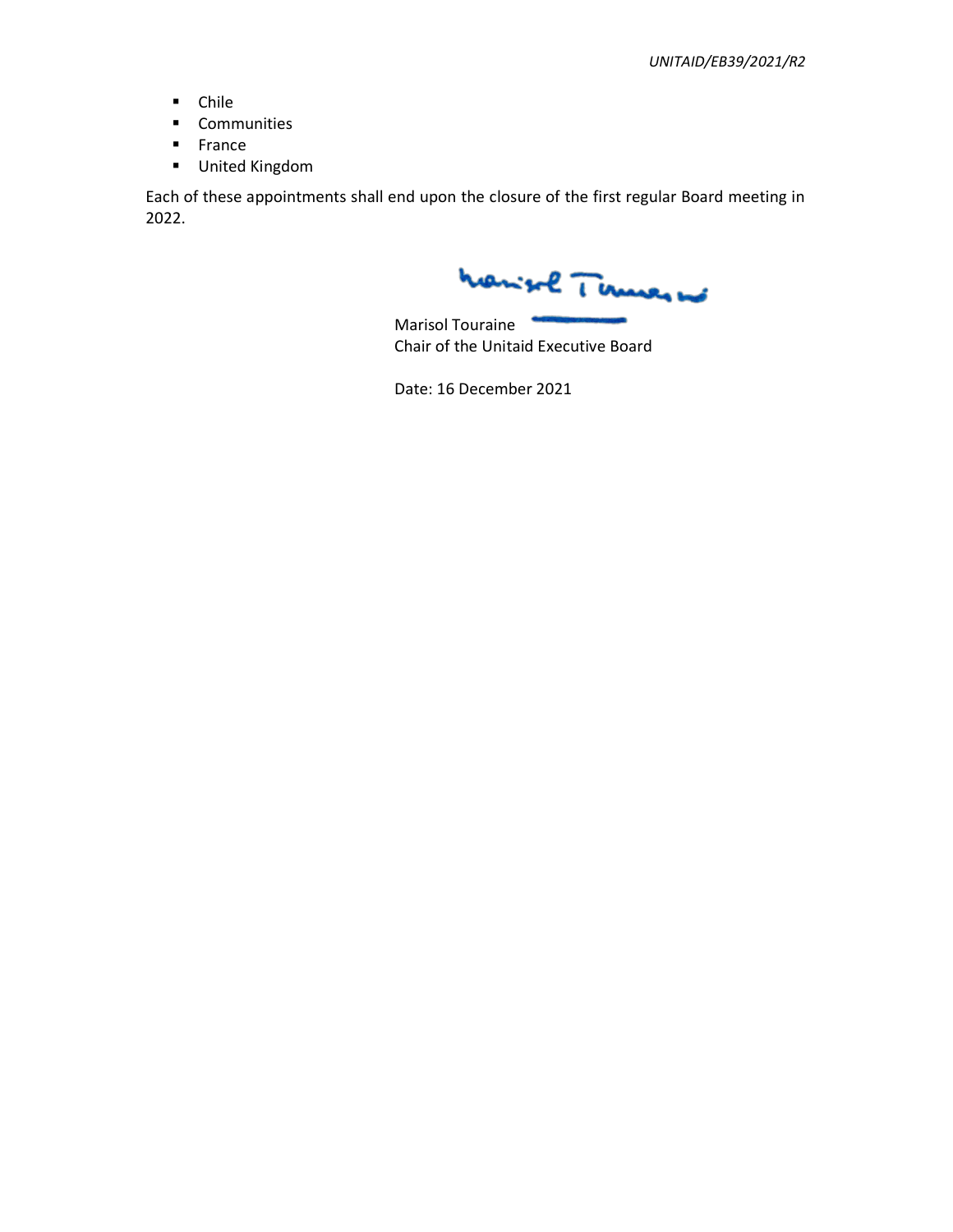- Chile
- Communities
- France
- United Kingdom

Each of these appointments shall end upon the closure of the first regular Board meeting in 2022.

Marisol Touraine
Chair of the Unitaid Executive Board

Date: 16 December 2021